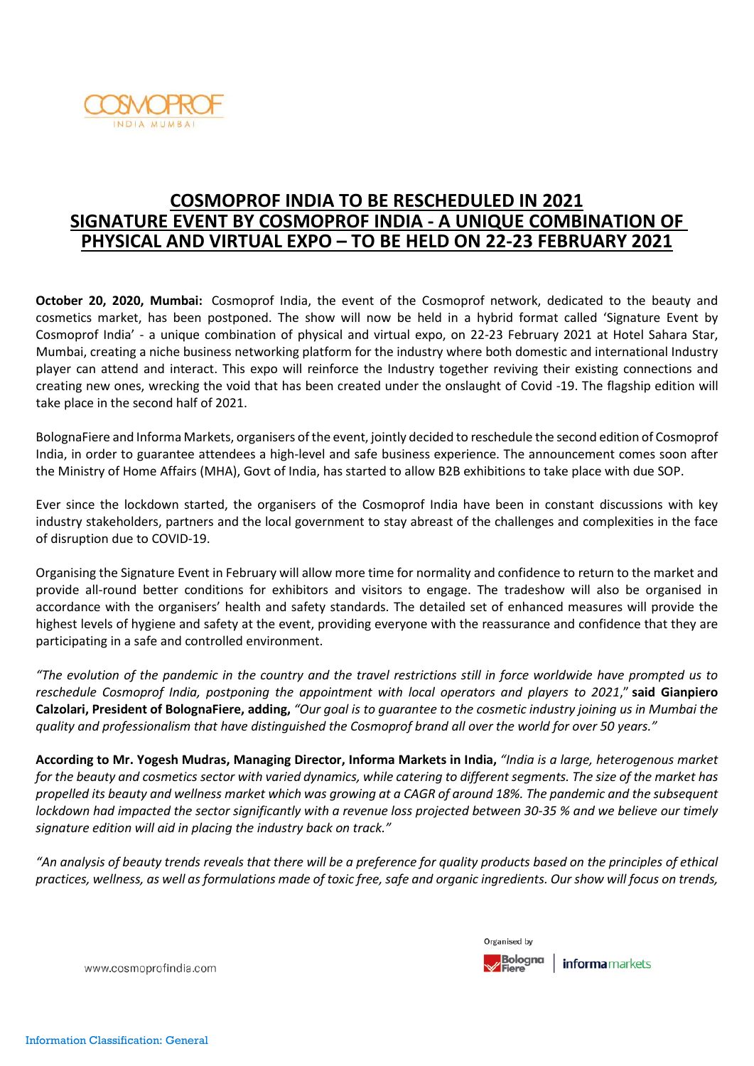# COSMOPROF INDIA TO BE RESCHEDULED IN 2021
# SIGNATURE EVENT BY COSMOPROF INDIA - A UNIQUE COMBINATION OF PHYSICAL AND VIRTUAL EXPO – TO BE HELD ON 22-23 FEBRUARY 2021

**October 20, 2020, Mumbai:** Cosmoprof India, the event of the Cosmoprof network, dedicated to the beauty and cosmetics market, has been postponed. The show will now be held in a hybrid format called 'Signature Event by Cosmoprof India' - a unique combination of physical and virtual expo, on 22-23 February 2021 at Hotel Sahara Star, Mumbai, creating a niche business networking platform for the industry where both domestic and international Industry player can attend and interact. This expo will reinforce the Industry together reviving their existing connections and creating new ones, wrecking the void that has been created under the onslaught of Covid -19. The flagship edition will take place in the second half of 2021.

BolognaFiere and Informa Markets, organisers of the event, jointly decided to reschedule the second edition of Cosmoprof India, in order to guarantee attendees a high-level and safe business experience. The announcement comes soon after the Ministry of Home Affairs (MHA), Govt of India, has started to allow B2B exhibitions to take place with due SOP.

Ever since the lockdown started, the organisers of the Cosmoprof India have been in constant discussions with key industry stakeholders, partners and the local government to stay abreast of the challenges and complexities in the face of disruption due to COVID-19.

Organising the Signature Event in February will allow more time for normality and confidence to return to the market and provide all-round better conditions for exhibitors and visitors to engage. The tradeshow will also be organised in accordance with the organisers' health and safety standards. The detailed set of enhanced measures will provide the highest levels of hygiene and safety at the event, providing everyone with the reassurance and confidence that they are participating in a safe and controlled environment.

*"The evolution of the pandemic in the country and the travel restrictions still in force worldwide have prompted us to reschedule Cosmoprof India, postponing the appointment with local operators and players to 2021,"* **said Gianpiero Calzolari, President of BolognaFiere, adding,** *"Our goal is to guarantee to the cosmetic industry joining us in Mumbai the quality and professionalism that have distinguished the Cosmoprof brand all over the world for over 50 years."*

**According to Mr. Yogesh Mudras, Managing Director, Informa Markets in India,** *"India is a large, heterogenous market for the beauty and cosmetics sector with varied dynamics, while catering to different segments. The size of the market has propelled its beauty and wellness market which was growing at a CAGR of around 18%. The pandemic and the subsequent lockdown had impacted the sector significantly with a revenue loss projected between 30-35 % and we believe our timely signature edition will aid in placing the industry back on track."*

*"An analysis of beauty trends reveals that there will be a preference for quality products based on the principles of ethical practices, wellness, as well as formulations made of toxic free, safe and organic ingredients. Our show will focus on trends,*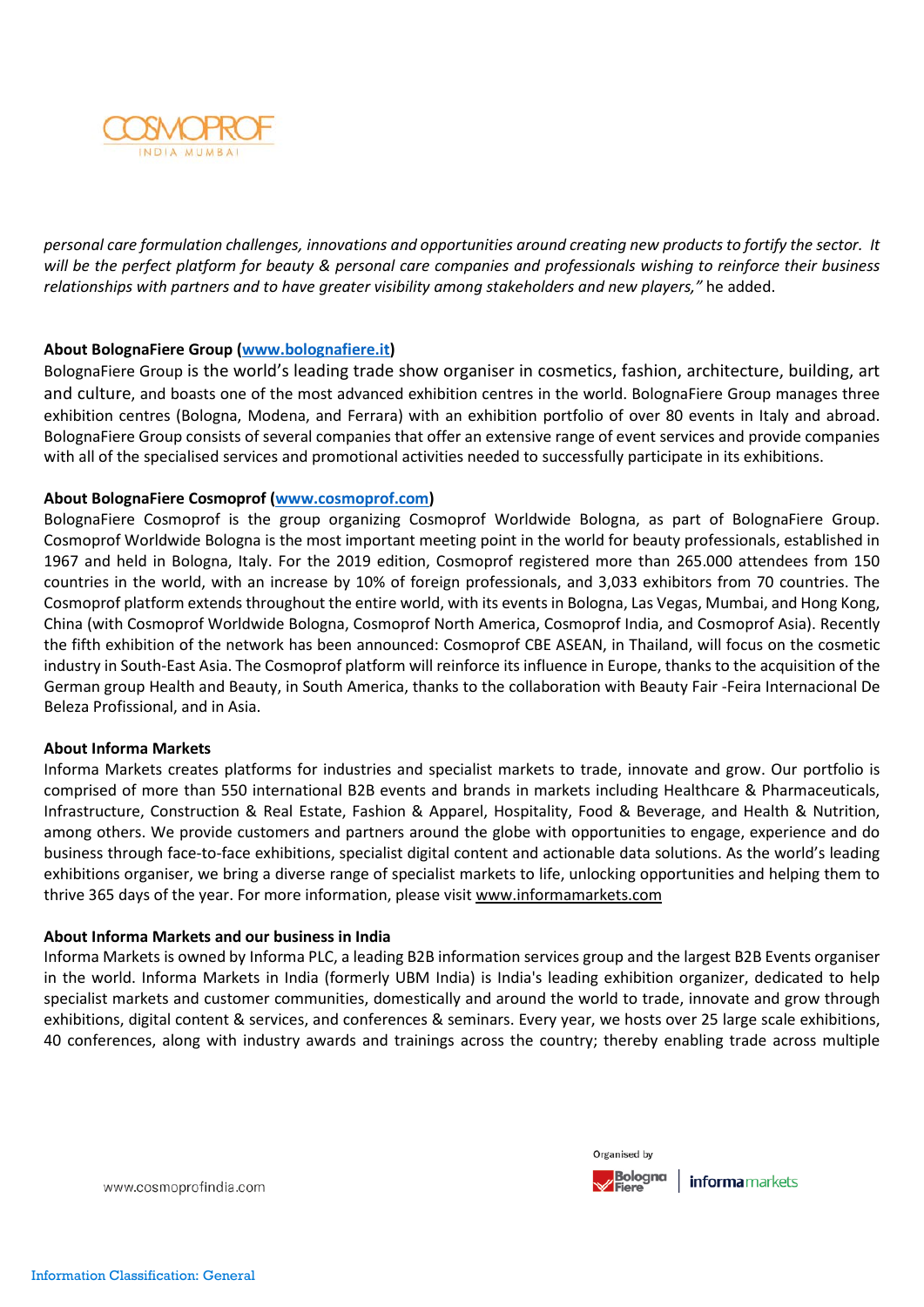*personal care formulation challenges, innovations and opportunities around creating new products to fortify the sector. It will be the perfect platform for beauty & personal care companies and professionals wishing to reinforce their business relationships with partners and to have greater visibility among stakeholders and new players,"* he added.

**About BolognaFiere Group ([www.bolognafiere.it](www.bolognafiere.it))**
BolognaFiere Group is the world's leading trade show organiser in cosmetics, fashion, architecture, building, art and culture, and boasts one of the most advanced exhibition centres in the world. BolognaFiere Group manages three exhibition centres (Bologna, Modena, and Ferrara) with an exhibition portfolio of over 80 events in Italy and abroad. BolognaFiere Group consists of several companies that offer an extensive range of event services and provide companies with all of the specialised services and promotional activities needed to successfully participate in its exhibitions.

**About BolognaFiere Cosmoprof ([www.cosmoprof.com](www.cosmoprof.com))**
BolognaFiere Cosmoprof is the group organizing Cosmoprof Worldwide Bologna, as part of BolognaFiere Group. Cosmoprof Worldwide Bologna is the most important meeting point in the world for beauty professionals, established in 1967 and held in Bologna, Italy. For the 2019 edition, Cosmoprof registered more than 265.000 attendees from 150 countries in the world, with an increase by 10% of foreign professionals, and 3,033 exhibitors from 70 countries. The Cosmoprof platform extends throughout the entire world, with its events in Bologna, Las Vegas, Mumbai, and Hong Kong, China (with Cosmoprof Worldwide Bologna, Cosmoprof North America, Cosmoprof India, and Cosmoprof Asia). Recently the fifth exhibition of the network has been announced: Cosmoprof CBE ASEAN, in Thailand, will focus on the cosmetic industry in South-East Asia. The Cosmoprof platform will reinforce its influence in Europe, thanks to the acquisition of the German group Health and Beauty, in South America, thanks to the collaboration with Beauty Fair -Feira Internacional De Beleza Profissional, and in Asia.

**About Informa Markets**
Informa Markets creates platforms for industries and specialist markets to trade, innovate and grow. Our portfolio is comprised of more than 550 international B2B events and brands in markets including Healthcare & Pharmaceuticals, Infrastructure, Construction & Real Estate, Fashion & Apparel, Hospitality, Food & Beverage, and Health & Nutrition, among others. We provide customers and partners around the globe with opportunities to engage, experience and do business through face-to-face exhibitions, specialist digital content and actionable data solutions. As the world's leading exhibitions organiser, we bring a diverse range of specialist markets to life, unlocking opportunities and helping them to thrive 365 days of the year. For more information, please visit www.informamarkets.com

**About Informa Markets and our business in India**
Informa Markets is owned by Informa PLC, a leading B2B information services group and the largest B2B Events organiser in the world. Informa Markets in India (formerly UBM India) is India's leading exhibition organizer, dedicated to help specialist markets and customer communities, domestically and around the world to trade, innovate and grow through exhibitions, digital content & services, and conferences & seminars. Every year, we hosts over 25 large scale exhibitions, 40 conferences, along with industry awards and trainings across the country; thereby enabling trade across multiple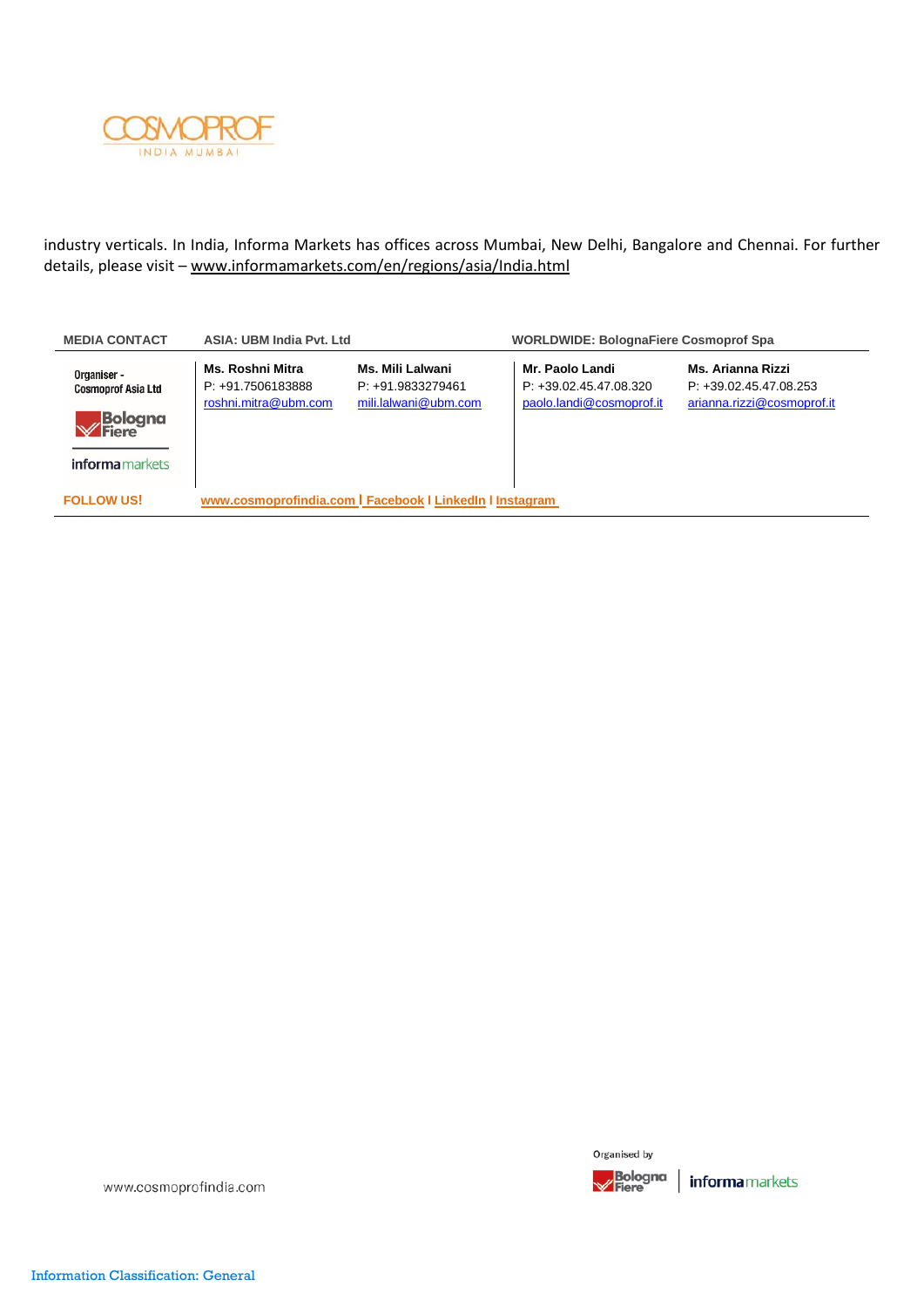industry verticals. In India, Informa Markets has offices across Mumbai, New Delhi, Bangalore and Chennai. For further details, please visit – www.informamarkets.com/en/regions/asia/India.html

| MEDIA CONTACT | ASIA: UBM India Pvt. Ltd | | WORLDWIDE: BolognaFiere Cosmoprof Spa | |
|---|---|---|---|---|
| Organiser - Cosmoprof Asia Ltd<br>Bologna Fiere<br>informa markets | **Ms. Roshni Mitra**<br>P: +91.7506183888<br>roshni.mitra@ubm.com | **Ms. Mili Lalwani**<br>P: +91.9833279461<br>mili.lalwani@ubm.com | **Mr. Paolo Landi**<br>P: +39.02.45.47.08.320<br>paolo.landi@cosmoprof.it | **Ms. Arianna Rizzi**<br>P: +39.02.45.47.08.253<br>arianna.rizzi@cosmoprof.it |
| **FOLLOW US!** | www.cosmoprofindia.com I Facebook I LinkedIn I Instagram | | | |

Information Classification: General